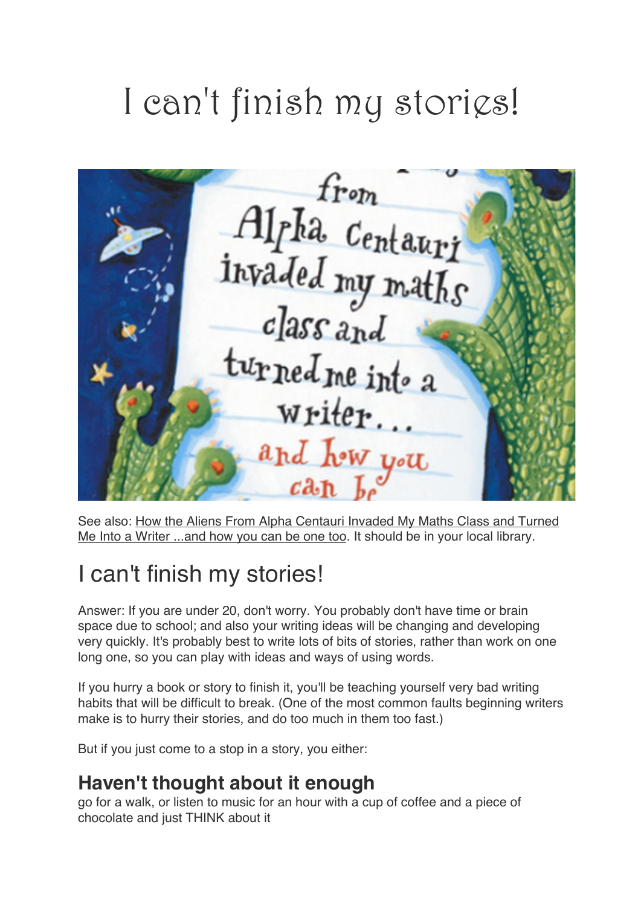# I can't finish my stories!

See also: How the Aliens From Alpha Centauri Invaded My Maths Class and Turned Me Into a Writer ...and how you can be one too. It should be in your local library.

## I can't finish my stories!

Answer: If you are under 20, don't worry. You probably don't have time or brain space due to school; and also your writing ideas will be changing and developing very quickly. It's probably best to write lots of bits of stories, rather than work on one long one, so you can play with ideas and ways of using words.

If you hurry a book or story to finish it, you'll be teaching yourself very bad writing habits that will be difficult to break. (One of the most common faults beginning writers make is to hurry their stories, and do too much in them too fast.)

But if you just come to a stop in a story, you either:

### Haven't thought about it enough

go for a walk, or listen to music for an hour with a cup of coffee and a piece of chocolate and just THINK about it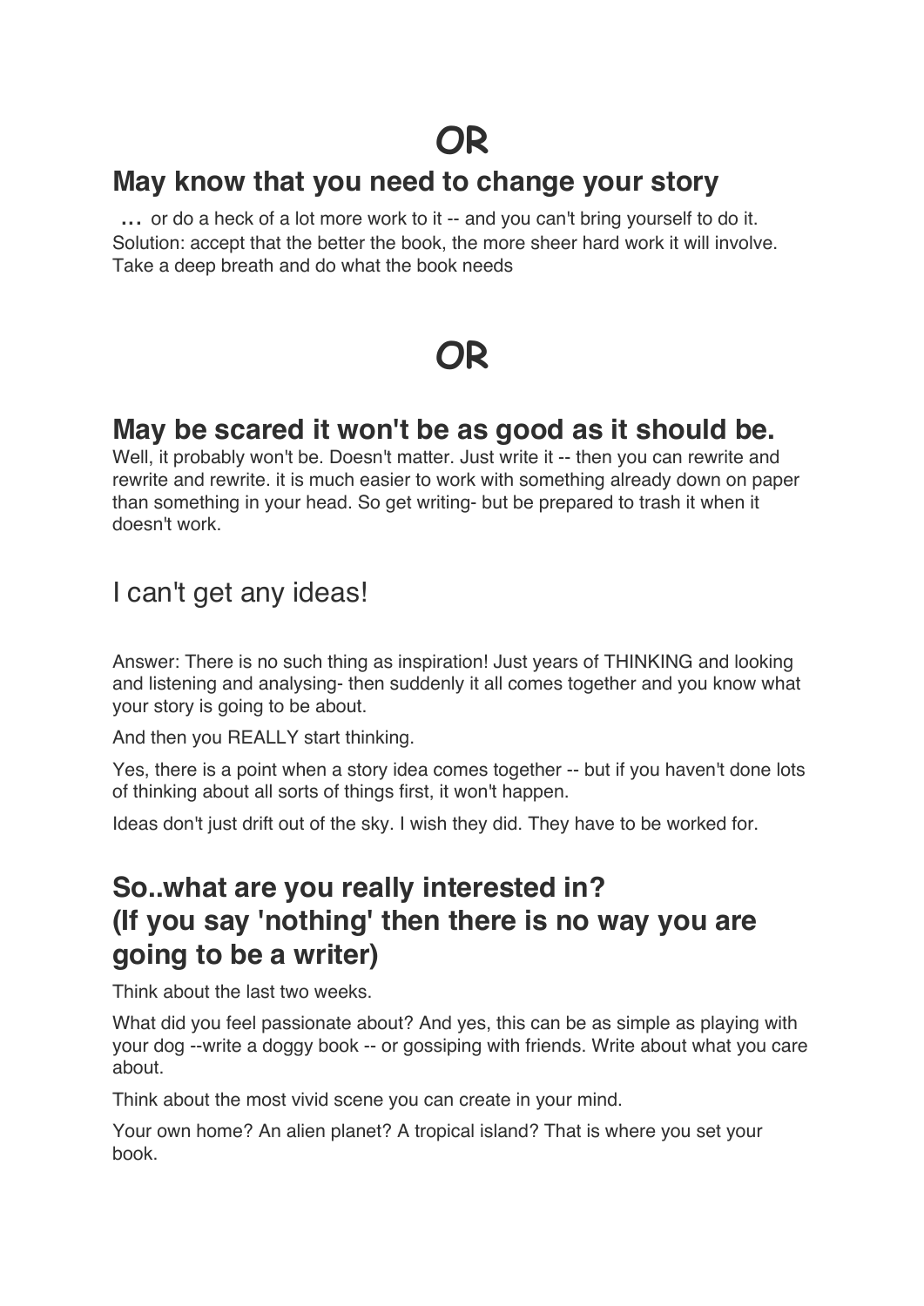# OR

## May know that you need to change your story

**…** or do a heck of a lot more work to it -- and you can't bring yourself to do it. Solution: accept that the better the book, the more sheer hard work it will involve. Take a deep breath and do what the book needs

# OR

## May be scared it won't be as good as it should be.

Well, it probably won't be. Doesn't matter. Just write it -- then you can rewrite and rewrite and rewrite. it is much easier to work with something already down on paper than something in your head. So get writing- but be prepared to trash it when it doesn't work.

## I can't get any ideas!

Answer: There is no such thing as inspiration! Just years of THINKING and looking and listening and analysing- then suddenly it all comes together and you know what your story is going to be about.

And then you REALLY start thinking.

Yes, there is a point when a story idea comes together -- but if you haven't done lots of thinking about all sorts of things first, it won't happen.

Ideas don't just drift out of the sky. I wish they did. They have to be worked for.

## So..what are you really interested in? (If you say 'nothing' then there is no way you are going to be a writer)

Think about the last two weeks.

What did you feel passionate about? And yes, this can be as simple as playing with your dog --write a doggy book -- or gossiping with friends. Write about what you care about.

Think about the most vivid scene you can create in your mind.

Your own home? An alien planet? A tropical island? That is where you set your book.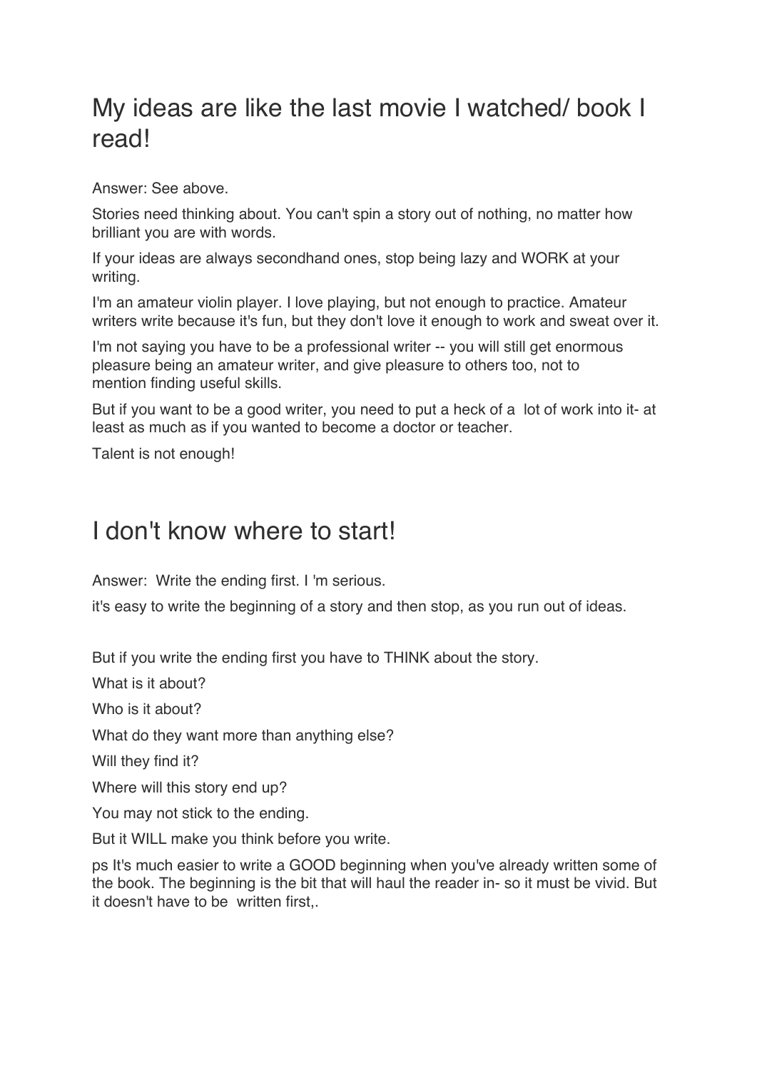## My ideas are like the last movie I watched/ book I read!

Answer: See above.

Stories need thinking about. You can't spin a story out of nothing, no matter how brilliant you are with words.

If your ideas are always secondhand ones, stop being lazy and WORK at your writing.

I'm an amateur violin player. I love playing, but not enough to practice. Amateur writers write because it's fun, but they don't love it enough to work and sweat over it.

I'm not saying you have to be a professional writer -- you will still get enormous pleasure being an amateur writer, and give pleasure to others too, not to mention finding useful skills.

But if you want to be a good writer, you need to put a heck of a lot of work into it- at least as much as if you wanted to become a doctor or teacher.

Talent is not enough!

## I don't know where to start!

Answer: Write the ending first. I 'm serious.

it's easy to write the beginning of a story and then stop, as you run out of ideas.

But if you write the ending first you have to THINK about the story.

What is it about?

Who is it about?

What do they want more than anything else?

Will they find it?

Where will this story end up?

You may not stick to the ending.

But it WILL make you think before you write.

ps It's much easier to write a GOOD beginning when you've already written some of the book. The beginning is the bit that will haul the reader in- so it must be vivid. But it doesn't have to be written first,.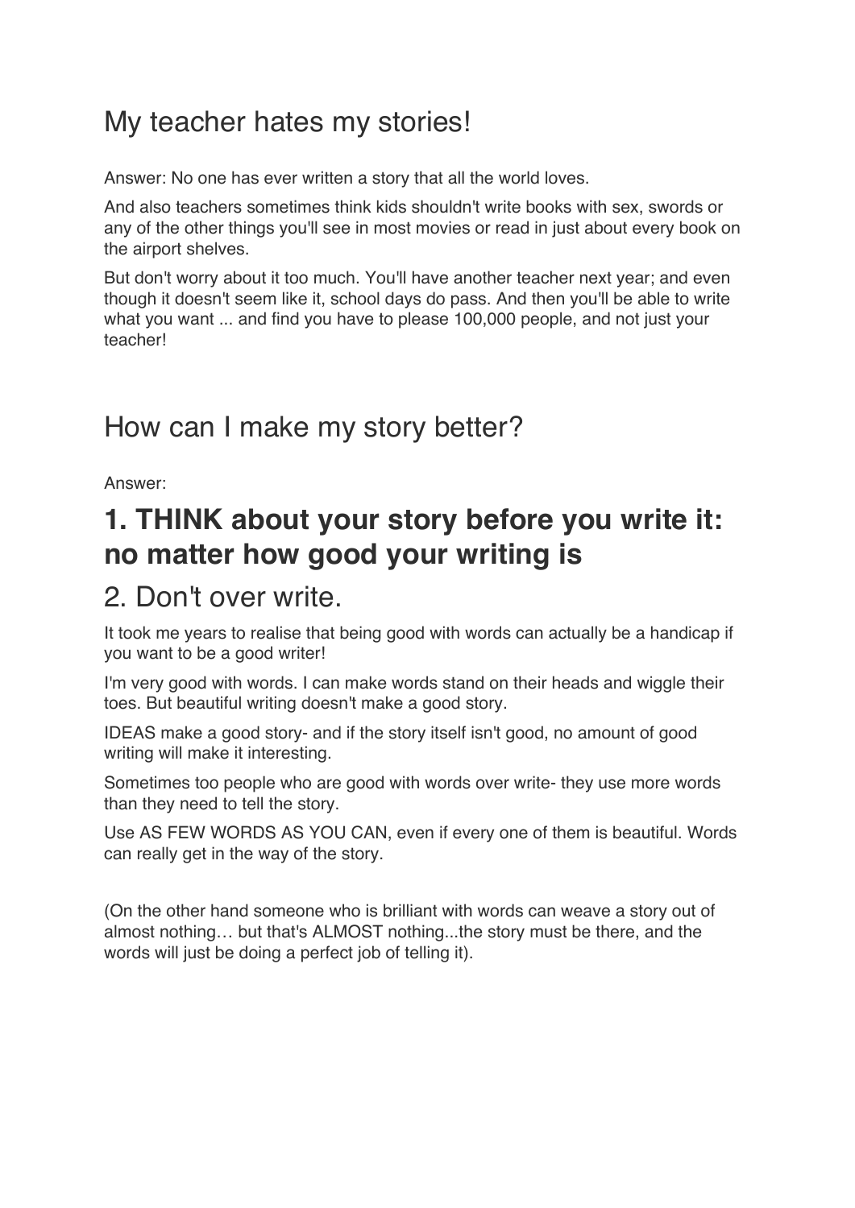## My teacher hates my stories!

Answer: No one has ever written a story that all the world loves.

And also teachers sometimes think kids shouldn't write books with sex, swords or any of the other things you'll see in most movies or read in just about every book on the airport shelves.

But don't worry about it too much. You'll have another teacher next year; and even though it doesn't seem like it, school days do pass. And then you'll be able to write what you want ... and find you have to please 100,000 people, and not just your teacher!

## How can I make my story better?

Answer:

## **1. THINK about your story before you write it: no matter how good your writing is**

## 2. Don't over write.

It took me years to realise that being good with words can actually be a handicap if you want to be a good writer!

I'm very good with words. I can make words stand on their heads and wiggle their toes. But beautiful writing doesn't make a good story.

IDEAS make a good story- and if the story itself isn't good, no amount of good writing will make it interesting.

Sometimes too people who are good with words over write- they use more words than they need to tell the story.

Use AS FEW WORDS AS YOU CAN, even if every one of them is beautiful. Words can really get in the way of the story.

(On the other hand someone who is brilliant with words can weave a story out of almost nothing… but that's ALMOST nothing...the story must be there, and the words will just be doing a perfect job of telling it).